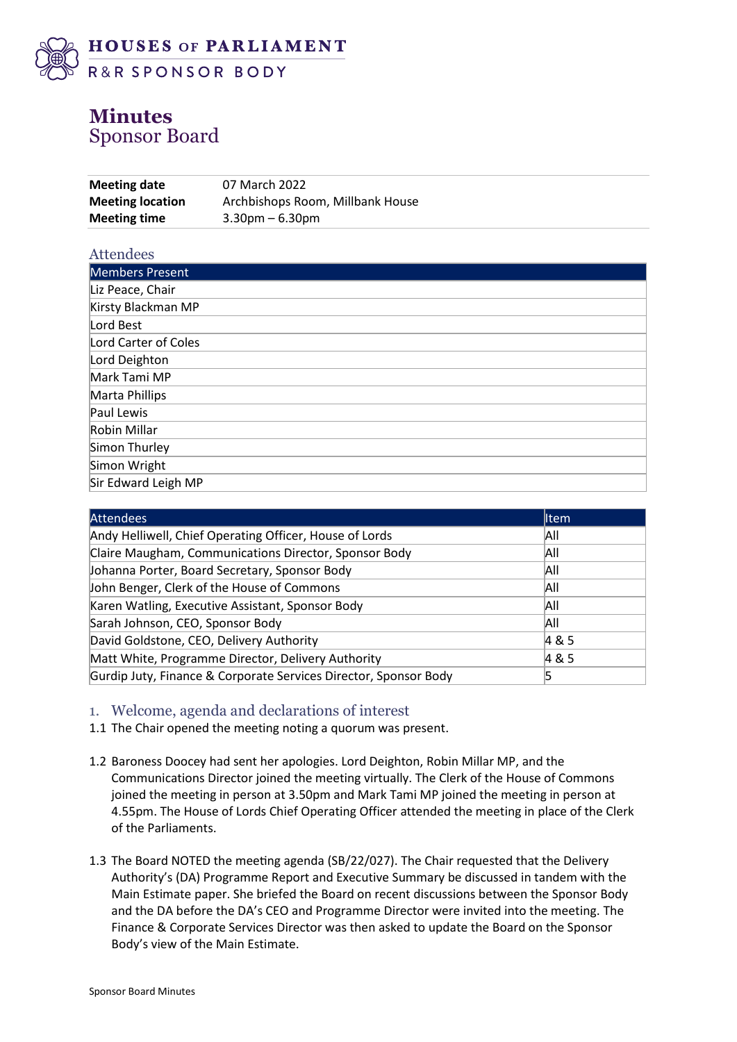HOUSES OF PARLIAMENT
R&R SPONSOR BODY

# Minutes
## Sponsor Board

| | |
|---|---|
| **Meeting date** | 07 March 2022 |
| **Meeting location** | Archbishops Room, Millbank House |
| **Meeting time** | 3.30pm – 6.30pm |

### Attendees

| Members Present |
|---|
| Liz Peace, Chair |
| Kirsty Blackman MP |
| Lord Best |
| Lord Carter of Coles |
| Lord Deighton |
| Mark Tami MP |
| Marta Phillips |
| Paul Lewis |
| Robin Millar |
| Simon Thurley |
| Simon Wright |
| Sir Edward Leigh MP |

| Attendees | Item |
|---|---|
| Andy Helliwell, Chief Operating Officer, House of Lords | All |
| Claire Maugham, Communications Director, Sponsor Body | All |
| Johanna Porter, Board Secretary, Sponsor Body | All |
| John Benger, Clerk of the House of Commons | All |
| Karen Watling, Executive Assistant, Sponsor Body | All |
| Sarah Johnson, CEO, Sponsor Body | All |
| David Goldstone, CEO, Delivery Authority | 4 & 5 |
| Matt White, Programme Director, Delivery Authority | 4 & 5 |
| Gurdip Juty, Finance & Corporate Services Director, Sponsor Body | 5 |

### 1. Welcome, agenda and declarations of interest

1.1 The Chair opened the meeting noting a quorum was present.

1.2 Baroness Doocey had sent her apologies. Lord Deighton, Robin Millar MP, and the Communications Director joined the meeting virtually. The Clerk of the House of Commons joined the meeting in person at 3.50pm and Mark Tami MP joined the meeting in person at 4.55pm. The House of Lords Chief Operating Officer attended the meeting in place of the Clerk of the Parliaments.

1.3 The Board NOTED the meeting agenda (SB/22/027). The Chair requested that the Delivery Authority's (DA) Programme Report and Executive Summary be discussed in tandem with the Main Estimate paper. She briefed the Board on recent discussions between the Sponsor Body and the DA before the DA's CEO and Programme Director were invited into the meeting. The Finance & Corporate Services Director was then asked to update the Board on the Sponsor Body's view of the Main Estimate.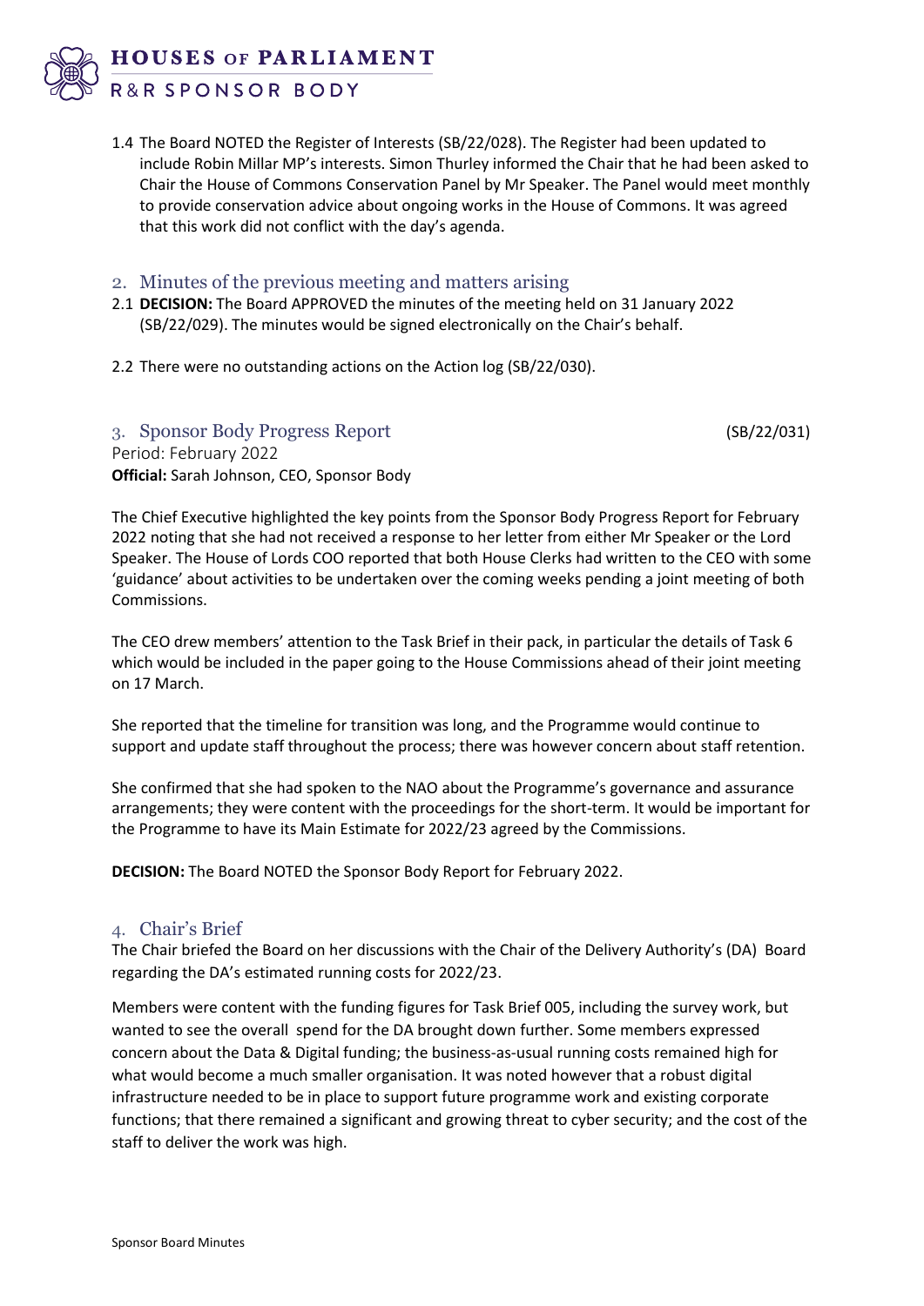1.4 The Board NOTED the Register of Interests (SB/22/028). The Register had been updated to include Robin Millar MP's interests. Simon Thurley informed the Chair that he had been asked to Chair the House of Commons Conservation Panel by Mr Speaker. The Panel would meet monthly to provide conservation advice about ongoing works in the House of Commons. It was agreed that this work did not conflict with the day's agenda.

## 2. Minutes of the previous meeting and matters arising

2.1 **DECISION:** The Board APPROVED the minutes of the meeting held on 31 January 2022 (SB/22/029). The minutes would be signed electronically on the Chair's behalf.

2.2 There were no outstanding actions on the Action log (SB/22/030).

## 3. Sponsor Body Progress Report (SB/22/031)

Period: February 2022
**Official:** Sarah Johnson, CEO, Sponsor Body

The Chief Executive highlighted the key points from the Sponsor Body Progress Report for February 2022 noting that she had not received a response to her letter from either Mr Speaker or the Lord Speaker. The House of Lords COO reported that both House Clerks had written to the CEO with some 'guidance' about activities to be undertaken over the coming weeks pending a joint meeting of both Commissions.

The CEO drew members' attention to the Task Brief in their pack, in particular the details of Task 6 which would be included in the paper going to the House Commissions ahead of their joint meeting on 17 March.

She reported that the timeline for transition was long, and the Programme would continue to support and update staff throughout the process; there was however concern about staff retention.

She confirmed that she had spoken to the NAO about the Programme's governance and assurance arrangements; they were content with the proceedings for the short-term. It would be important for the Programme to have its Main Estimate for 2022/23 agreed by the Commissions.

**DECISION:** The Board NOTED the Sponsor Body Report for February 2022.

## 4. Chair's Brief

The Chair briefed the Board on her discussions with the Chair of the Delivery Authority's (DA) Board regarding the DA's estimated running costs for 2022/23.

Members were content with the funding figures for Task Brief 005, including the survey work, but wanted to see the overall spend for the DA brought down further. Some members expressed concern about the Data & Digital funding; the business-as-usual running costs remained high for what would become a much smaller organisation. It was noted however that a robust digital infrastructure needed to be in place to support future programme work and existing corporate functions; that there remained a significant and growing threat to cyber security; and the cost of the staff to deliver the work was high.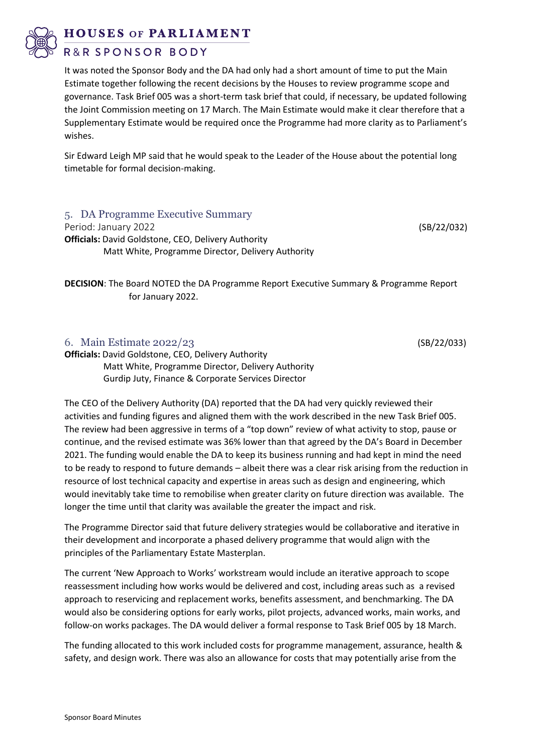It was noted the Sponsor Body and the DA had only had a short amount of time to put the Main Estimate together following the recent decisions by the Houses to review programme scope and governance. Task Brief 005 was a short-term task brief that could, if necessary, be updated following the Joint Commission meeting on 17 March. The Main Estimate would make it clear therefore that a Supplementary Estimate would be required once the Programme had more clarity as to Parliament's wishes.

Sir Edward Leigh MP said that he would speak to the Leader of the House about the potential long timetable for formal decision-making.

## 5. DA Programme Executive Summary

Period: January 2022 (SB/22/032)

**Officials:** David Goldstone, CEO, Delivery Authority
Matt White, Programme Director, Delivery Authority

**DECISION**: The Board NOTED the DA Programme Report Executive Summary & Programme Report for January 2022.

## 6. Main Estimate 2022/23

(SB/22/033)

**Officials:** David Goldstone, CEO, Delivery Authority
Matt White, Programme Director, Delivery Authority
Gurdip Juty, Finance & Corporate Services Director

The CEO of the Delivery Authority (DA) reported that the DA had very quickly reviewed their activities and funding figures and aligned them with the work described in the new Task Brief 005. The review had been aggressive in terms of a "top down" review of what activity to stop, pause or continue, and the revised estimate was 36% lower than that agreed by the DA's Board in December 2021. The funding would enable the DA to keep its business running and had kept in mind the need to be ready to respond to future demands – albeit there was a clear risk arising from the reduction in resource of lost technical capacity and expertise in areas such as design and engineering, which would inevitably take time to remobilise when greater clarity on future direction was available. The longer the time until that clarity was available the greater the impact and risk.

The Programme Director said that future delivery strategies would be collaborative and iterative in their development and incorporate a phased delivery programme that would align with the principles of the Parliamentary Estate Masterplan.

The current 'New Approach to Works' workstream would include an iterative approach to scope reassessment including how works would be delivered and cost, including areas such as a revised approach to reservicing and replacement works, benefits assessment, and benchmarking. The DA would also be considering options for early works, pilot projects, advanced works, main works, and follow-on works packages. The DA would deliver a formal response to Task Brief 005 by 18 March.

The funding allocated to this work included costs for programme management, assurance, health & safety, and design work. There was also an allowance for costs that may potentially arise from the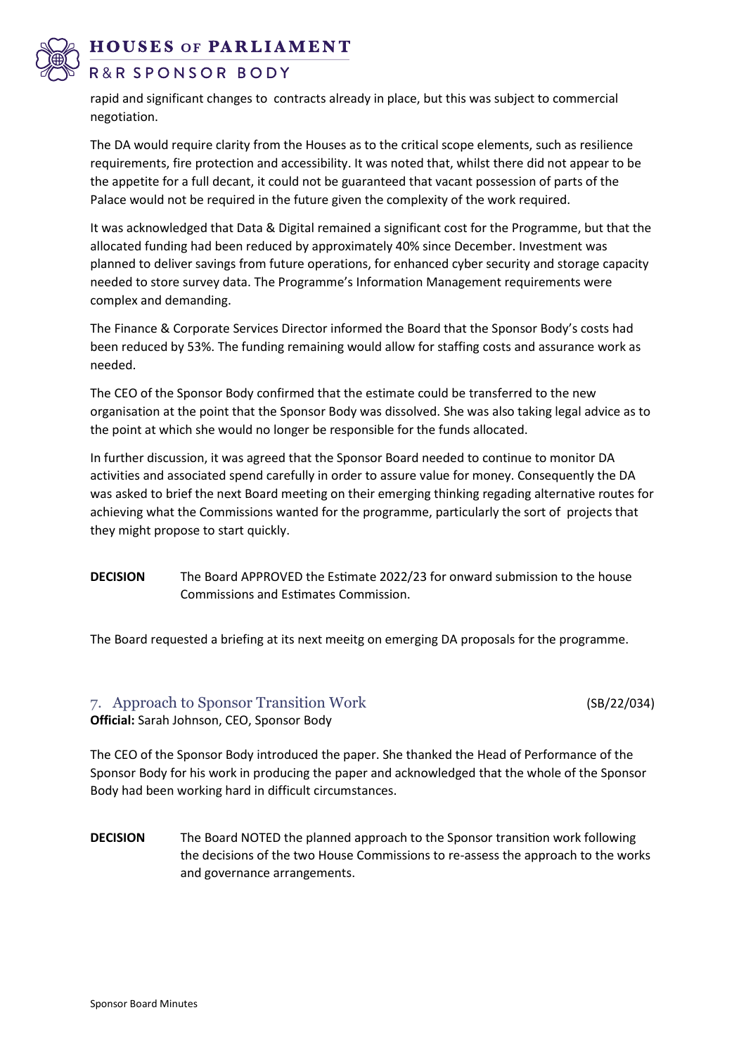rapid and significant changes to contracts already in place, but this was subject to commercial negotiation.

The DA would require clarity from the Houses as to the critical scope elements, such as resilience requirements, fire protection and accessibility. It was noted that, whilst there did not appear to be the appetite for a full decant, it could not be guaranteed that vacant possession of parts of the Palace would not be required in the future given the complexity of the work required.

It was acknowledged that Data & Digital remained a significant cost for the Programme, but that the allocated funding had been reduced by approximately 40% since December. Investment was planned to deliver savings from future operations, for enhanced cyber security and storage capacity needed to store survey data. The Programme's Information Management requirements were complex and demanding.

The Finance & Corporate Services Director informed the Board that the Sponsor Body's costs had been reduced by 53%. The funding remaining would allow for staffing costs and assurance work as needed.

The CEO of the Sponsor Body confirmed that the estimate could be transferred to the new organisation at the point that the Sponsor Body was dissolved. She was also taking legal advice as to the point at which she would no longer be responsible for the funds allocated.

In further discussion, it was agreed that the Sponsor Board needed to continue to monitor DA activities and associated spend carefully in order to assure value for money. Consequently the DA was asked to brief the next Board meeting on their emerging thinking regading alternative routes for achieving what the Commissions wanted for the programme, particularly the sort of projects that they might propose to start quickly.

**DECISION** The Board APPROVED the Estimate 2022/23 for onward submission to the house Commissions and Estimates Commission.

The Board requested a briefing at its next meeitg on emerging DA proposals for the programme.

## 7. Approach to Sponsor Transition Work (SB/22/034)

**Official:** Sarah Johnson, CEO, Sponsor Body

The CEO of the Sponsor Body introduced the paper. She thanked the Head of Performance of the Sponsor Body for his work in producing the paper and acknowledged that the whole of the Sponsor Body had been working hard in difficult circumstances.

**DECISION** The Board NOTED the planned approach to the Sponsor transition work following the decisions of the two House Commissions to re-assess the approach to the works and governance arrangements.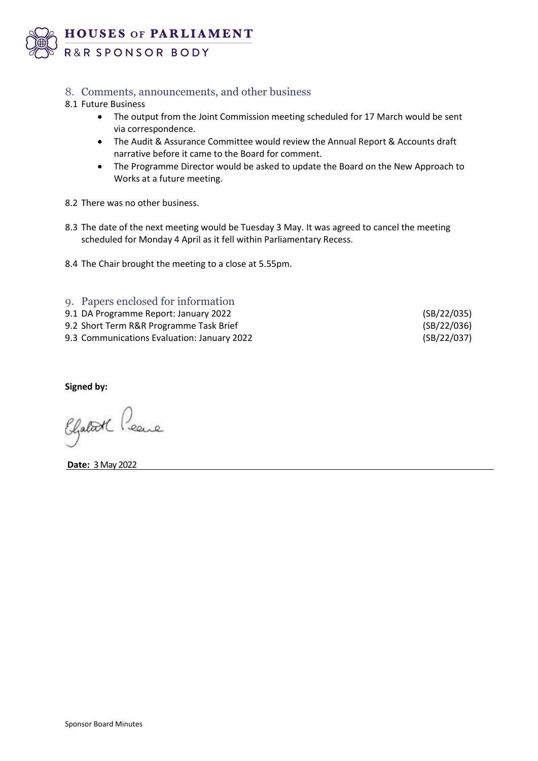## 8. Comments, announcements, and other business

8.1 Future Business

- The output from the Joint Commission meeting scheduled for 17 March would be sent via correspondence.
- The Audit & Assurance Committee would review the Annual Report & Accounts draft narrative before it came to the Board for comment.
- The Programme Director would be asked to update the Board on the New Approach to Works at a future meeting.

8.2 There was no other business.

8.3 The date of the next meeting would be Tuesday 3 May. It was agreed to cancel the meeting scheduled for Monday 4 April as it fell within Parliamentary Recess.

8.4 The Chair brought the meeting to a close at 5.55pm.

## 9. Papers enclosed for information

| | |
|---|---|
| 9.1 DA Programme Report: January 2022 | (SB/22/035) |
| 9.2 Short Term R&R Programme Task Brief | (SB/22/036) |
| 9.3 Communications Evaluation: January 2022 | (SB/22/037) |

**Signed by:**

Elizabeth Peace

**Date:** 3 May 2022